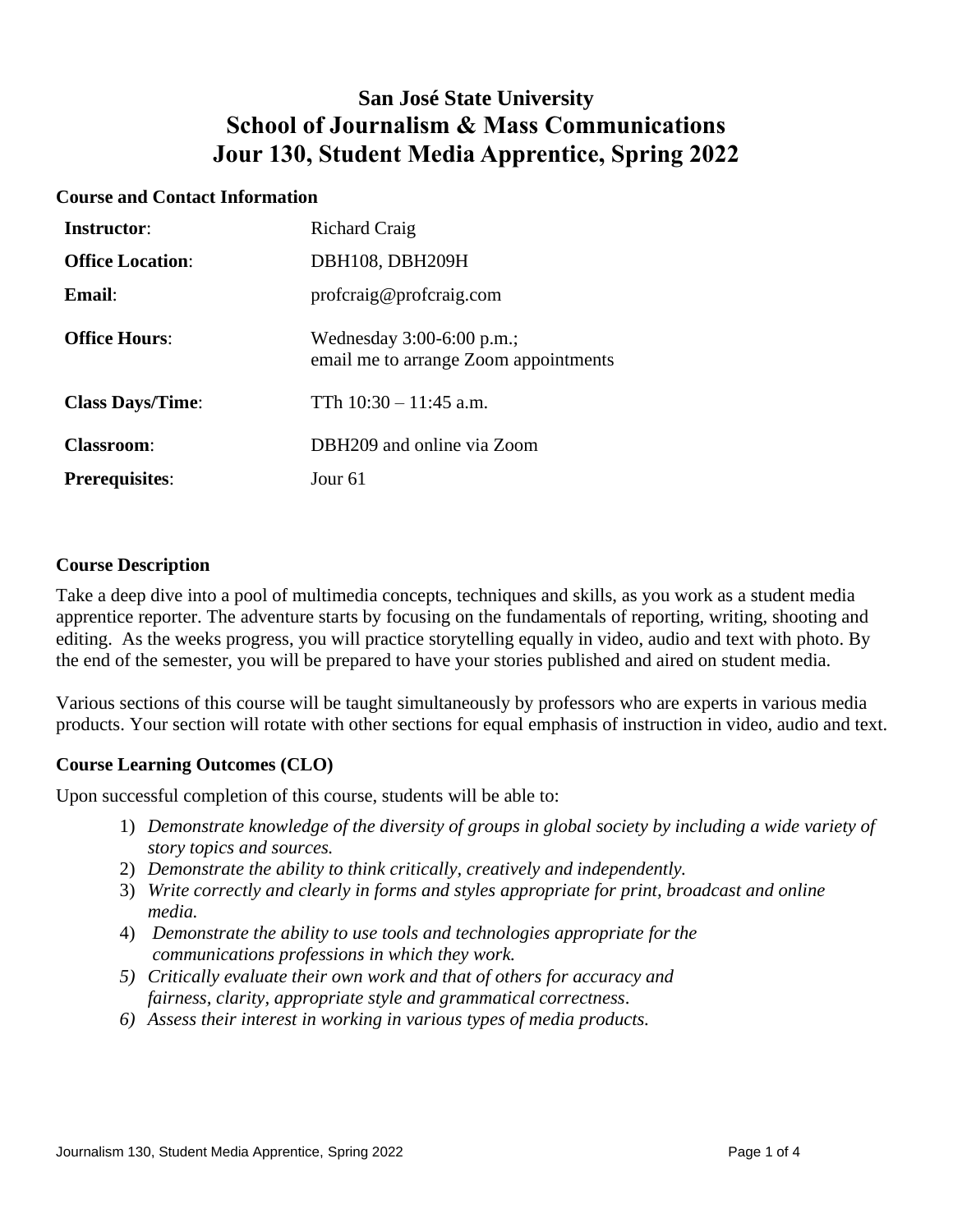# San José State University
# School of Journalism & Mass Communications
# Jour 130, Student Media Apprentice, Spring 2022

## Course and Contact Information

| | |
|---|---|
| **Instructor**: | Richard Craig |
| **Office Location**: | DBH108, DBH209H |
| **Email**: | profcraig@profcraig.com |
| **Office Hours**: | Wednesday 3:00-6:00 p.m.; email me to arrange Zoom appointments |
| **Class Days/Time**: | TTh 10:30 – 11:45 a.m. |
| **Classroom**: | DBH209 and online via Zoom |
| **Prerequisites**: | Jour 61 |

## Course Description

Take a deep dive into a pool of multimedia concepts, techniques and skills, as you work as a student media apprentice reporter. The adventure starts by focusing on the fundamentals of reporting, writing, shooting and editing. As the weeks progress, you will practice storytelling equally in video, audio and text with photo. By the end of the semester, you will be prepared to have your stories published and aired on student media.

Various sections of this course will be taught simultaneously by professors who are experts in various media products. Your section will rotate with other sections for equal emphasis of instruction in video, audio and text.

## Course Learning Outcomes (CLO)

Upon successful completion of this course, students will be able to:

1) *Demonstrate knowledge of the diversity of groups in global society by including a wide variety of story topics and sources.*
2) *Demonstrate the ability to think critically, creatively and independently.*
3) *Write correctly and clearly in forms and styles appropriate for print, broadcast and online media.*
4) *Demonstrate the ability to use tools and technologies appropriate for the communications professions in which they work.*
5) *Critically evaluate their own work and that of others for accuracy and fairness, clarity, appropriate style and grammatical correctness.*
6) *Assess their interest in working in various types of media products.*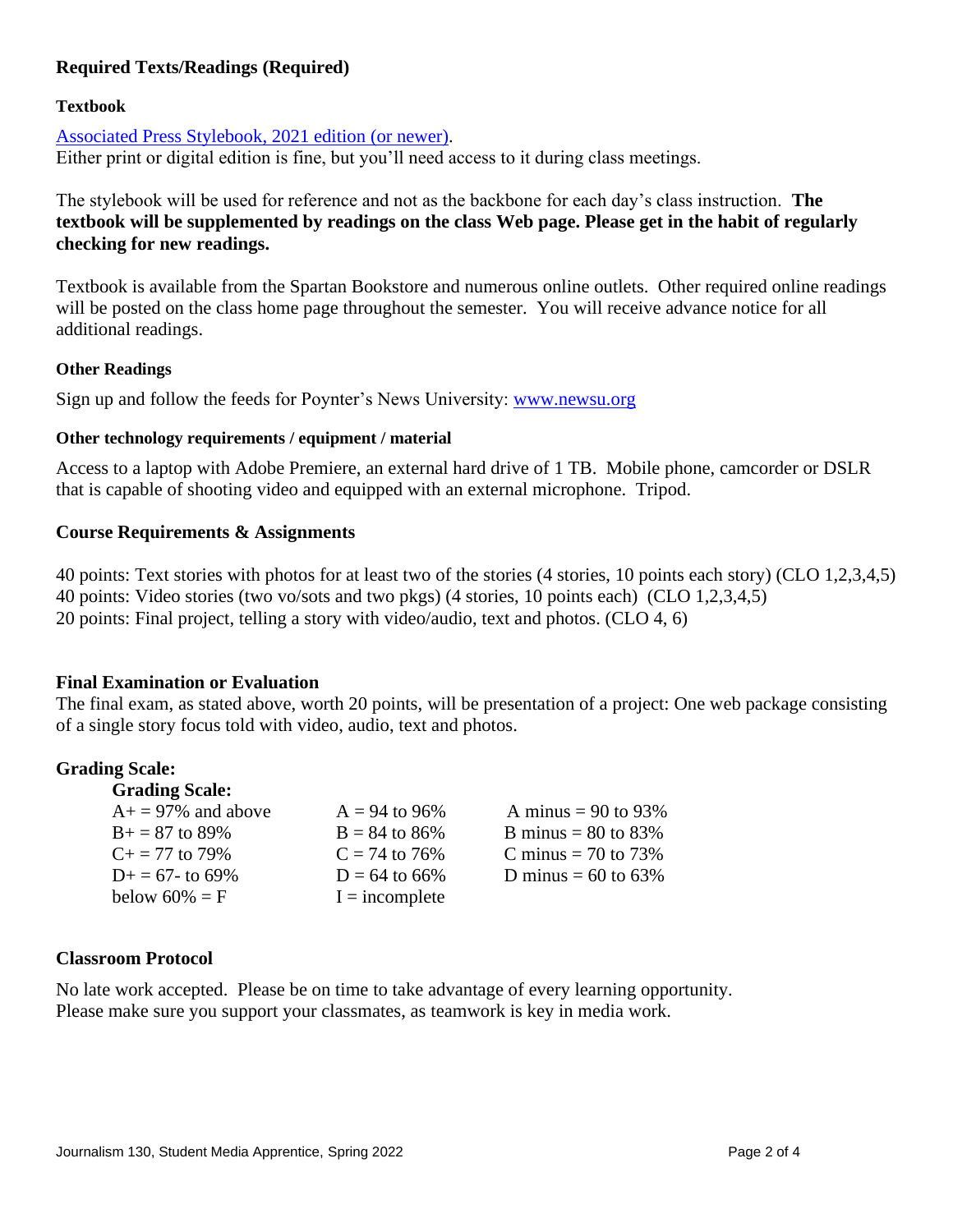## Required Texts/Readings (Required)

### Textbook

[Associated Press Stylebook, 2021 edition (or newer)](#).
Either print or digital edition is fine, but you'll need access to it during class meetings.

The stylebook will be used for reference and not as the backbone for each day's class instruction. **The textbook will be supplemented by readings on the class Web page. Please get in the habit of regularly checking for new readings.**

Textbook is available from the Spartan Bookstore and numerous online outlets. Other required online readings will be posted on the class home page throughout the semester. You will receive advance notice for all additional readings.

### Other Readings

Sign up and follow the feeds for Poynter's News University: [www.newsu.org](http://www.newsu.org)

### Other technology requirements / equipment / material

Access to a laptop with Adobe Premiere, an external hard drive of 1 TB. Mobile phone, camcorder or DSLR that is capable of shooting video and equipped with an external microphone. Tripod.

## Course Requirements & Assignments

40 points: Text stories with photos for at least two of the stories (4 stories, 10 points each story) (CLO 1,2,3,4,5)
40 points: Video stories (two vo/sots and two pkgs) (4 stories, 10 points each) (CLO 1,2,3,4,5)
20 points: Final project, telling a story with video/audio, text and photos. (CLO 4, 6)

## Final Examination or Evaluation

The final exam, as stated above, worth 20 points, will be presentation of a project: One web package consisting of a single story focus told with video, audio, text and photos.

## Grading Scale:

**Grading Scale:**

| | | |
|---|---|---|
| A+ = 97% and above | A = 94 to 96% | A minus = 90 to 93% |
| B+ = 87 to 89% | B = 84 to 86% | B minus = 80 to 83% |
| C+ = 77 to 79% | C = 74 to 76% | C minus = 70 to 73% |
| D+ = 67- to 69% | D = 64 to 66% | D minus = 60 to 63% |
| below 60% = F | I = incomplete | |

## Classroom Protocol

No late work accepted. Please be on time to take advantage of every learning opportunity.
Please make sure you support your classmates, as teamwork is key in media work.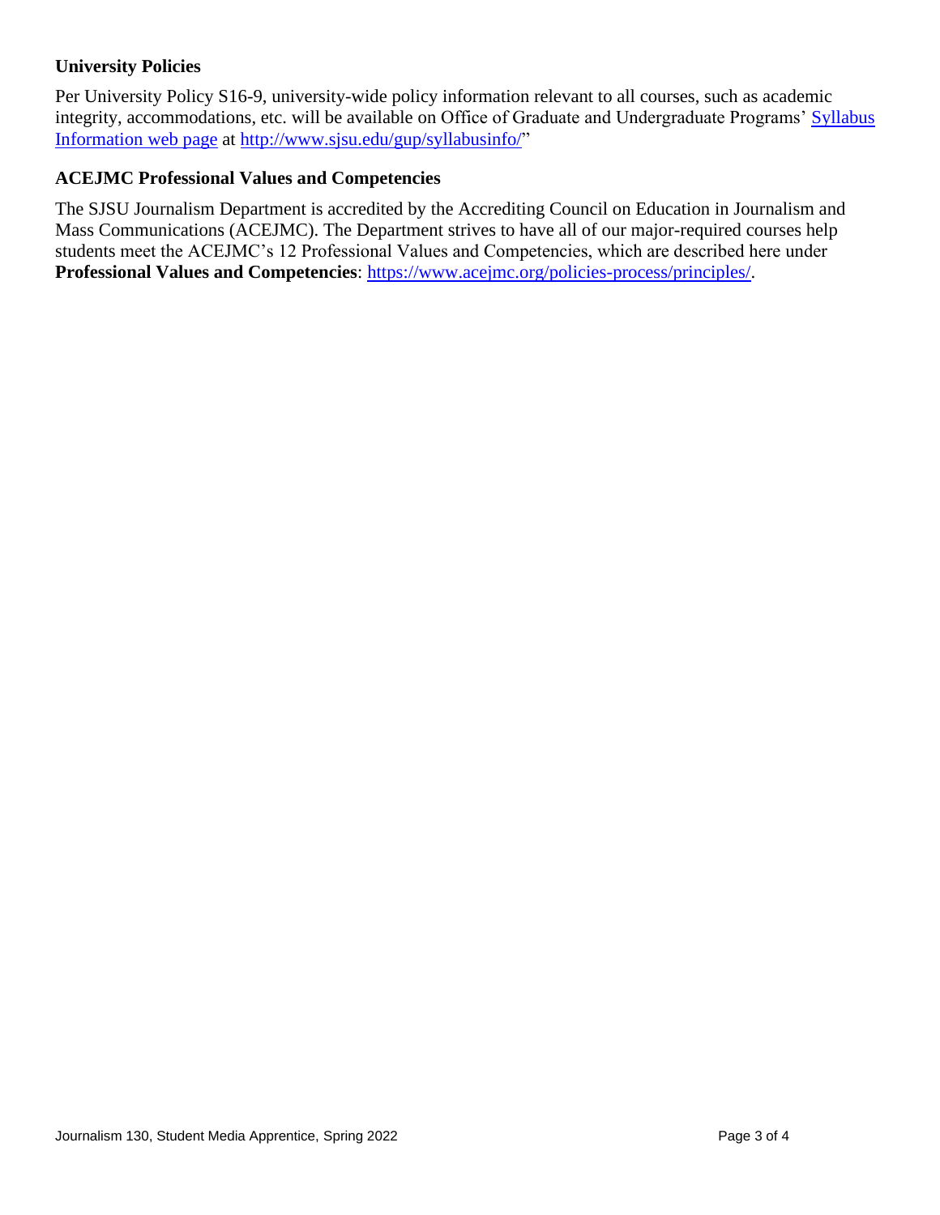### University Policies

Per University Policy S16-9, university-wide policy information relevant to all courses, such as academic integrity, accommodations, etc. will be available on Office of Graduate and Undergraduate Programs' [Syllabus Information web page](http://www.sjsu.edu/gup/syllabusinfo/) at http://www.sjsu.edu/gup/syllabusinfo/"

### ACEJMC Professional Values and Competencies

The SJSU Journalism Department is accredited by the Accrediting Council on Education in Journalism and Mass Communications (ACEJMC). The Department strives to have all of our major-required courses help students meet the ACEJMC's 12 Professional Values and Competencies, which are described here under **Professional Values and Competencies**: https://www.acejmc.org/policies-process/principles/.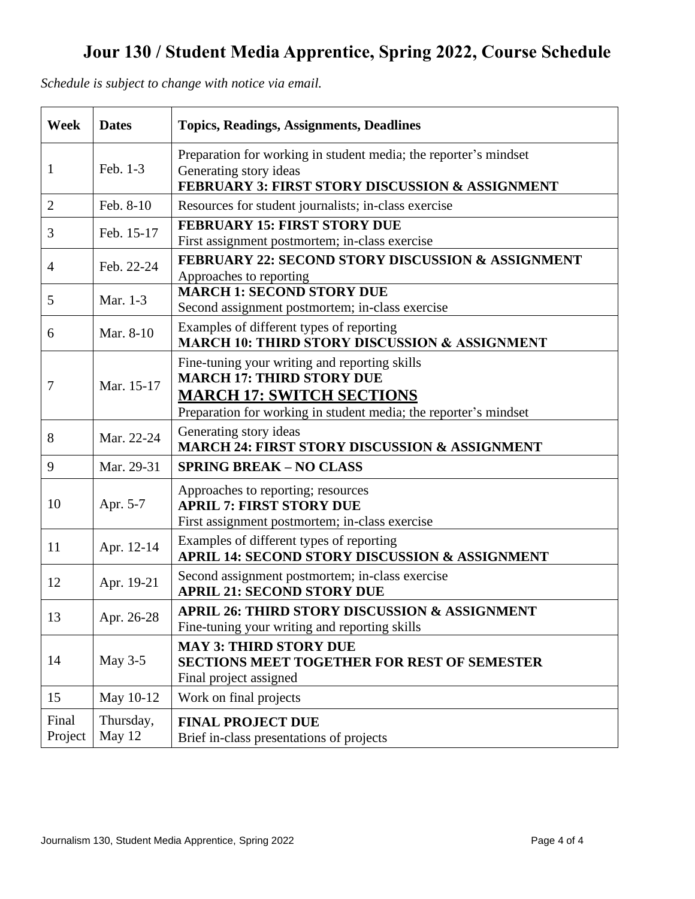# Jour 130 / Student Media Apprentice, Spring 2022, Course Schedule

*Schedule is subject to change with notice via email.*

| Week | Dates | Topics, Readings, Assignments, Deadlines |
|---|---|---|
| 1 | Feb. 1-3 | Preparation for working in student media; the reporter's mindset<br>Generating story ideas<br>**FEBRUARY 3: FIRST STORY DISCUSSION & ASSIGNMENT** |
| 2 | Feb. 8-10 | Resources for student journalists; in-class exercise |
| 3 | Feb. 15-17 | **FEBRUARY 15: FIRST STORY DUE**<br>First assignment postmortem; in-class exercise |
| 4 | Feb. 22-24 | **FEBRUARY 22: SECOND STORY DISCUSSION & ASSIGNMENT**<br>Approaches to reporting |
| 5 | Mar. 1-3 | **MARCH 1: SECOND STORY DUE**<br>Second assignment postmortem; in-class exercise |
| 6 | Mar. 8-10 | Examples of different types of reporting<br>**MARCH 10: THIRD STORY DISCUSSION & ASSIGNMENT** |
| 7 | Mar. 15-17 | Fine-tuning your writing and reporting skills<br>**MARCH 17: THIRD STORY DUE**<br>**<u>MARCH 17: SWITCH SECTIONS</u>**<br>Preparation for working in student media; the reporter's mindset |
| 8 | Mar. 22-24 | Generating story ideas<br>**MARCH 24: FIRST STORY DISCUSSION & ASSIGNMENT** |
| 9 | Mar. 29-31 | **SPRING BREAK – NO CLASS** |
| 10 | Apr. 5-7 | Approaches to reporting; resources<br>**APRIL 7: FIRST STORY DUE**<br>First assignment postmortem; in-class exercise |
| 11 | Apr. 12-14 | Examples of different types of reporting<br>**APRIL 14: SECOND STORY DISCUSSION & ASSIGNMENT** |
| 12 | Apr. 19-21 | Second assignment postmortem; in-class exercise<br>**APRIL 21: SECOND STORY DUE** |
| 13 | Apr. 26-28 | **APRIL 26: THIRD STORY DISCUSSION & ASSIGNMENT**<br>Fine-tuning your writing and reporting skills |
| 14 | May 3-5 | **MAY 3: THIRD STORY DUE**<br>**SECTIONS MEET TOGETHER FOR REST OF SEMESTER**<br>Final project assigned |
| 15 | May 10-12 | Work on final projects |
| Final Project | Thursday, May 12 | **FINAL PROJECT DUE**<br>Brief in-class presentations of projects |